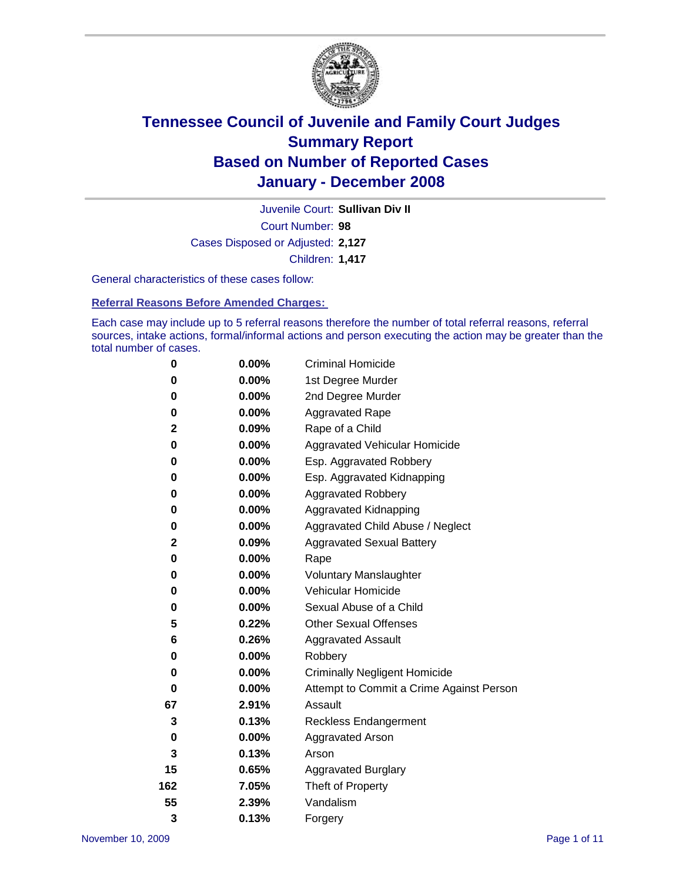# Tennessee Council of Juvenile and Family Court Judges
## Summary Report
## Based on Number of Reported Cases
## January - December 2008

Juvenile Court: **Sullivan Div II**

Court Number: **98**

Cases Disposed or Adjusted: **2,127**

Children: **1,417**

General characteristics of these cases follow:

### Referral Reasons Before Amended Charges:

Each case may include up to 5 referral reasons therefore the number of total referral reasons, referral sources, intake actions, formal/informal actions and person executing the action may be greater than the total number of cases.

| | | |
|---|---|---|
| 0 | 0.00% | Criminal Homicide |
| 0 | 0.00% | 1st Degree Murder |
| 0 | 0.00% | 2nd Degree Murder |
| 0 | 0.00% | Aggravated Rape |
| 2 | 0.09% | Rape of a Child |
| 0 | 0.00% | Aggravated Vehicular Homicide |
| 0 | 0.00% | Esp. Aggravated Robbery |
| 0 | 0.00% | Esp. Aggravated Kidnapping |
| 0 | 0.00% | Aggravated Robbery |
| 0 | 0.00% | Aggravated Kidnapping |
| 0 | 0.00% | Aggravated Child Abuse / Neglect |
| 2 | 0.09% | Aggravated Sexual Battery |
| 0 | 0.00% | Rape |
| 0 | 0.00% | Voluntary Manslaughter |
| 0 | 0.00% | Vehicular Homicide |
| 0 | 0.00% | Sexual Abuse of a Child |
| 5 | 0.22% | Other Sexual Offenses |
| 6 | 0.26% | Aggravated Assault |
| 0 | 0.00% | Robbery |
| 0 | 0.00% | Criminally Negligent Homicide |
| 0 | 0.00% | Attempt to Commit a Crime Against Person |
| 67 | 2.91% | Assault |
| 3 | 0.13% | Reckless Endangerment |
| 0 | 0.00% | Aggravated Arson |
| 3 | 0.13% | Arson |
| 15 | 0.65% | Aggravated Burglary |
| 162 | 7.05% | Theft of Property |
| 55 | 2.39% | Vandalism |
| 3 | 0.13% | Forgery |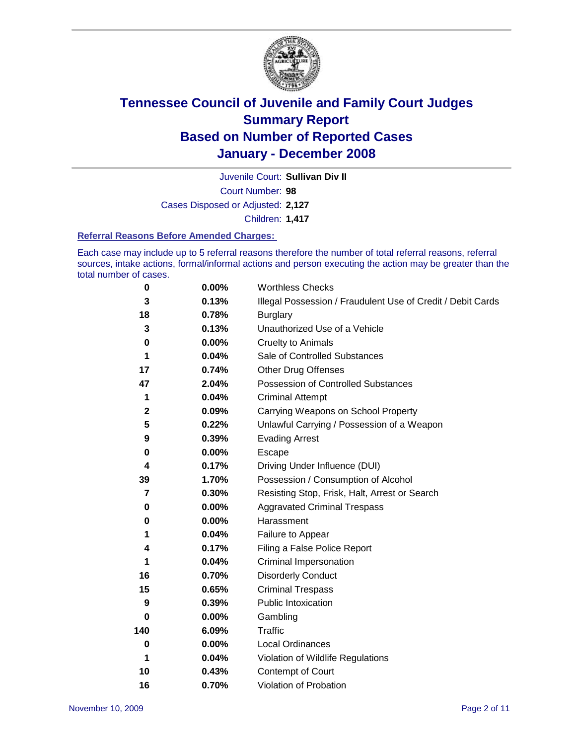# Tennessee Council of Juvenile and Family Court Judges
# Summary Report
# Based on Number of Reported Cases
# January - December 2008

Juvenile Court: **Sullivan Div II**

Court Number: **98**

Cases Disposed or Adjusted: **2,127**

Children: **1,417**

### Referral Reasons Before Amended Charges:

Each case may include up to 5 referral reasons therefore the number of total referral reasons, referral sources, intake actions, formal/informal actions and person executing the action may be greater than the total number of cases.

| Count | Percent | Reason |
|---|---|---|
| 0 | 0.00% | Worthless Checks |
| 3 | 0.13% | Illegal Possession / Fraudulent Use of Credit / Debit Cards |
| 18 | 0.78% | Burglary |
| 3 | 0.13% | Unauthorized Use of a Vehicle |
| 0 | 0.00% | Cruelty to Animals |
| 1 | 0.04% | Sale of Controlled Substances |
| 17 | 0.74% | Other Drug Offenses |
| 47 | 2.04% | Possession of Controlled Substances |
| 1 | 0.04% | Criminal Attempt |
| 2 | 0.09% | Carrying Weapons on School Property |
| 5 | 0.22% | Unlawful Carrying / Possession of a Weapon |
| 9 | 0.39% | Evading Arrest |
| 0 | 0.00% | Escape |
| 4 | 0.17% | Driving Under Influence (DUI) |
| 39 | 1.70% | Possession / Consumption of Alcohol |
| 7 | 0.30% | Resisting Stop, Frisk, Halt, Arrest or Search |
| 0 | 0.00% | Aggravated Criminal Trespass |
| 0 | 0.00% | Harassment |
| 1 | 0.04% | Failure to Appear |
| 4 | 0.17% | Filing a False Police Report |
| 1 | 0.04% | Criminal Impersonation |
| 16 | 0.70% | Disorderly Conduct |
| 15 | 0.65% | Criminal Trespass |
| 9 | 0.39% | Public Intoxication |
| 0 | 0.00% | Gambling |
| 140 | 6.09% | Traffic |
| 0 | 0.00% | Local Ordinances |
| 1 | 0.04% | Violation of Wildlife Regulations |
| 10 | 0.43% | Contempt of Court |
| 16 | 0.70% | Violation of Probation |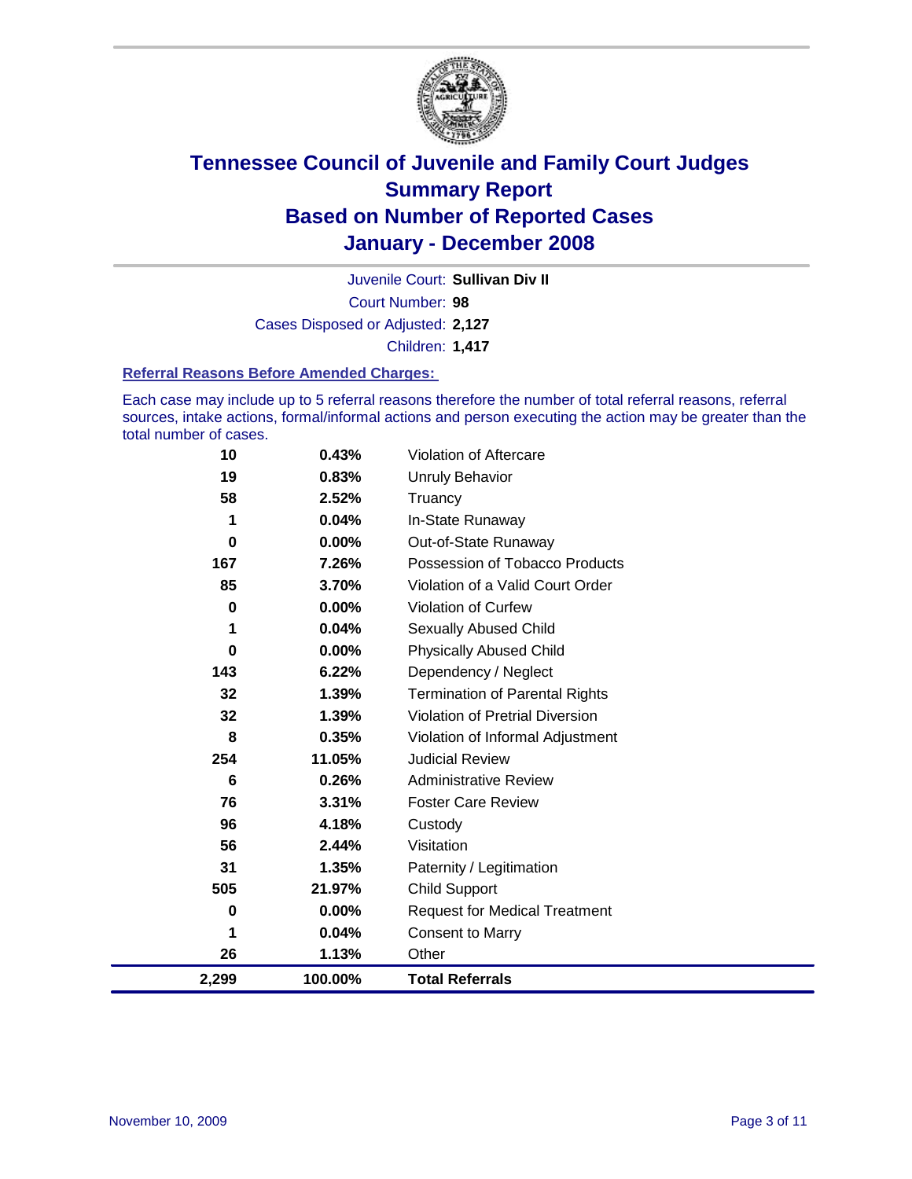# Tennessee Council of Juvenile and Family Court Judges
## Summary Report
## Based on Number of Reported Cases
## January - December 2008

Juvenile Court: **Sullivan Div II**

Court Number: **98**

Cases Disposed or Adjusted: **2,127**

Children: **1,417**

### Referral Reasons Before Amended Charges:

Each case may include up to 5 referral reasons therefore the number of total referral reasons, referral sources, intake actions, formal/informal actions and person executing the action may be greater than the total number of cases.

| Count | Percent | Referral Reason |
|---|---|---|
| 10 | 0.43% | Violation of Aftercare |
| 19 | 0.83% | Unruly Behavior |
| 58 | 2.52% | Truancy |
| 1 | 0.04% | In-State Runaway |
| 0 | 0.00% | Out-of-State Runaway |
| 167 | 7.26% | Possession of Tobacco Products |
| 85 | 3.70% | Violation of a Valid Court Order |
| 0 | 0.00% | Violation of Curfew |
| 1 | 0.04% | Sexually Abused Child |
| 0 | 0.00% | Physically Abused Child |
| 143 | 6.22% | Dependency / Neglect |
| 32 | 1.39% | Termination of Parental Rights |
| 32 | 1.39% | Violation of Pretrial Diversion |
| 8 | 0.35% | Violation of Informal Adjustment |
| 254 | 11.05% | Judicial Review |
| 6 | 0.26% | Administrative Review |
| 76 | 3.31% | Foster Care Review |
| 96 | 4.18% | Custody |
| 56 | 2.44% | Visitation |
| 31 | 1.35% | Paternity / Legitimation |
| 505 | 21.97% | Child Support |
| 0 | 0.00% | Request for Medical Treatment |
| 1 | 0.04% | Consent to Marry |
| 26 | 1.13% | Other |
| **2,299** | **100.00%** | **Total Referrals** |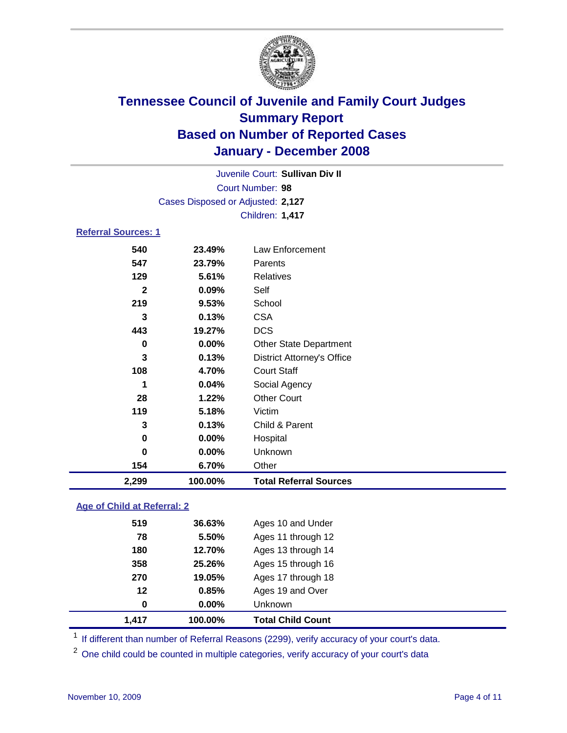# Tennessee Council of Juvenile and Family Court Judges
## Summary Report
## Based on Number of Reported Cases
## January - December 2008

Juvenile Court: **Sullivan Div II**
Court Number: **98**
Cases Disposed or Adjusted: **2,127**
Children: **1,417**

### Referral Sources: 1

| Count | Percent | Source |
|---|---|---|
| 540 | 23.49% | Law Enforcement |
| 547 | 23.79% | Parents |
| 129 | 5.61% | Relatives |
| 2 | 0.09% | Self |
| 219 | 9.53% | School |
| 3 | 0.13% | CSA |
| 443 | 19.27% | DCS |
| 0 | 0.00% | Other State Department |
| 3 | 0.13% | District Attorney's Office |
| 108 | 4.70% | Court Staff |
| 1 | 0.04% | Social Agency |
| 28 | 1.22% | Other Court |
| 119 | 5.18% | Victim |
| 3 | 0.13% | Child & Parent |
| 0 | 0.00% | Hospital |
| 0 | 0.00% | Unknown |
| 154 | 6.70% | Other |
| **2,299** | **100.00%** | **Total Referral Sources** |

### Age of Child at Referral: 2

| Count | Percent | Age |
|---|---|---|
| 519 | 36.63% | Ages 10 and Under |
| 78 | 5.50% | Ages 11 through 12 |
| 180 | 12.70% | Ages 13 through 14 |
| 358 | 25.26% | Ages 15 through 16 |
| 270 | 19.05% | Ages 17 through 18 |
| 12 | 0.85% | Ages 19 and Over |
| 0 | 0.00% | Unknown |
| **1,417** | **100.00%** | **Total Child Count** |

[1] If different than number of Referral Reasons (2299), verify accuracy of your court's data.

[2] One child could be counted in multiple categories, verify accuracy of your court's data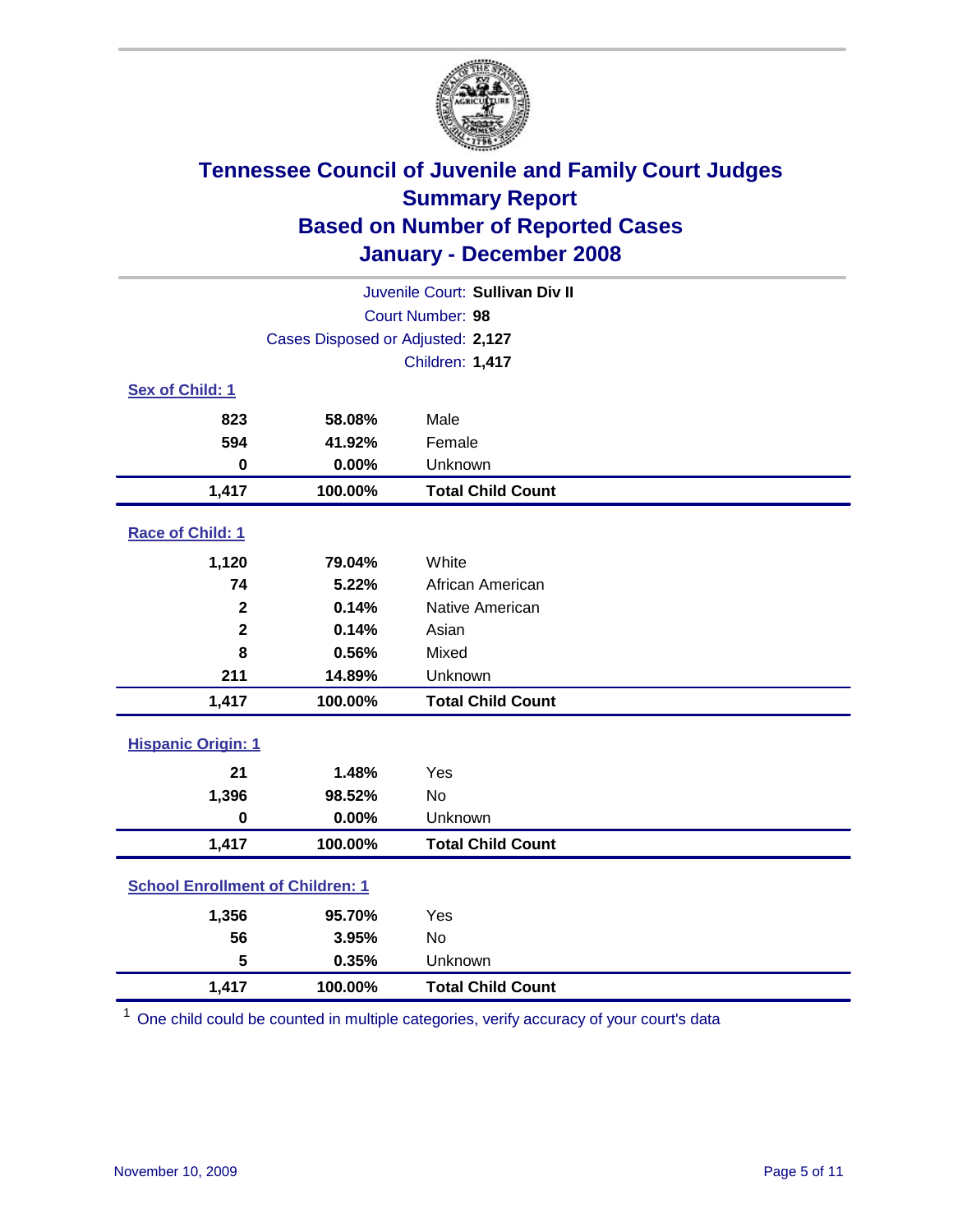# Tennessee Council of Juvenile and Family Court Judges
## Summary Report
## Based on Number of Reported Cases
## January - December 2008

Juvenile Court: **Sullivan Div II**
Court Number: **98**
Cases Disposed or Adjusted: **2,127**
Children: **1,417**

### Sex of Child: 1

| | | |
|---|---|---|
| **823** | **58.08%** | Male |
| **594** | **41.92%** | Female |
| **0** | **0.00%** | Unknown |
| **1,417** | **100.00%** | **Total Child Count** |

### Race of Child: 1

| | | |
|---|---|---|
| **1,120** | **79.04%** | White |
| **74** | **5.22%** | African American |
| **2** | **0.14%** | Native American |
| **2** | **0.14%** | Asian |
| **8** | **0.56%** | Mixed |
| **211** | **14.89%** | Unknown |
| **1,417** | **100.00%** | **Total Child Count** |

### Hispanic Origin: 1

| | | |
|---|---|---|
| **21** | **1.48%** | Yes |
| **1,396** | **98.52%** | No |
| **0** | **0.00%** | Unknown |
| **1,417** | **100.00%** | **Total Child Count** |

### School Enrollment of Children: 1

| | | |
|---|---|---|
| **1,356** | **95.70%** | Yes |
| **56** | **3.95%** | No |
| **5** | **0.35%** | Unknown |
| **1,417** | **100.00%** | **Total Child Count** |

[1] One child could be counted in multiple categories, verify accuracy of your court's data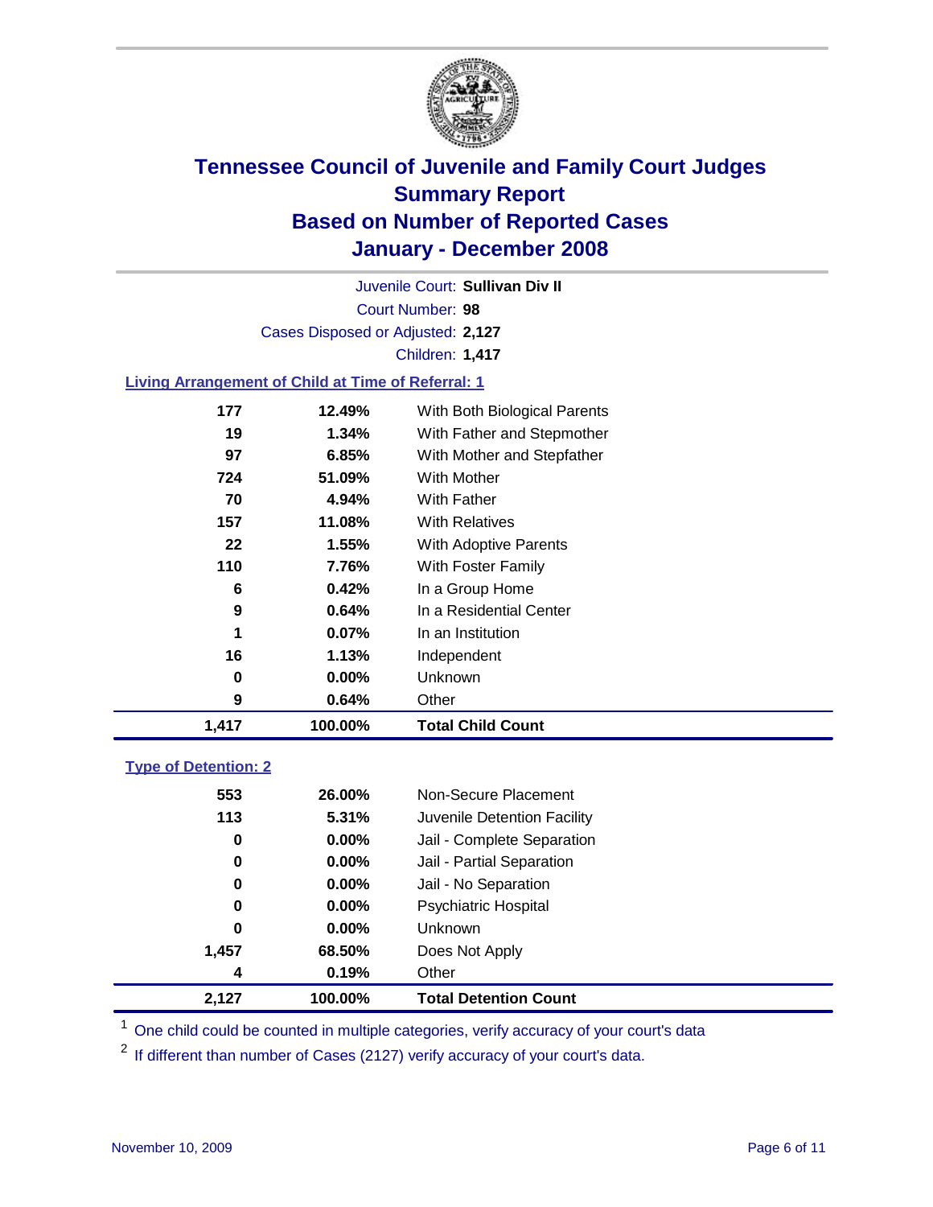# Tennessee Council of Juvenile and Family Court Judges
## Summary Report
## Based on Number of Reported Cases
## January - December 2008

Juvenile Court: **Sullivan Div II**

Court Number: **98**

Cases Disposed or Adjusted: **2,127**

Children: **1,417**

### Living Arrangement of Child at Time of Referral: 1

| Count | Percent | Category |
|---|---|---|
| 177 | 12.49% | With Both Biological Parents |
| 19 | 1.34% | With Father and Stepmother |
| 97 | 6.85% | With Mother and Stepfather |
| 724 | 51.09% | With Mother |
| 70 | 4.94% | With Father |
| 157 | 11.08% | With Relatives |
| 22 | 1.55% | With Adoptive Parents |
| 110 | 7.76% | With Foster Family |
| 6 | 0.42% | In a Group Home |
| 9 | 0.64% | In a Residential Center |
| 1 | 0.07% | In an Institution |
| 16 | 1.13% | Independent |
| 0 | 0.00% | Unknown |
| 9 | 0.64% | Other |
| **1,417** | **100.00%** | **Total Child Count** |

### Type of Detention: 2

| Count | Percent | Category |
|---|---|---|
| 553 | 26.00% | Non-Secure Placement |
| 113 | 5.31% | Juvenile Detention Facility |
| 0 | 0.00% | Jail - Complete Separation |
| 0 | 0.00% | Jail - Partial Separation |
| 0 | 0.00% | Jail - No Separation |
| 0 | 0.00% | Psychiatric Hospital |
| 0 | 0.00% | Unknown |
| 1,457 | 68.50% | Does Not Apply |
| 4 | 0.19% | Other |
| **2,127** | **100.00%** | **Total Detention Count** |

[1] One child could be counted in multiple categories, verify accuracy of your court's data

[2] If different than number of Cases (2127) verify accuracy of your court's data.

November 10, 2009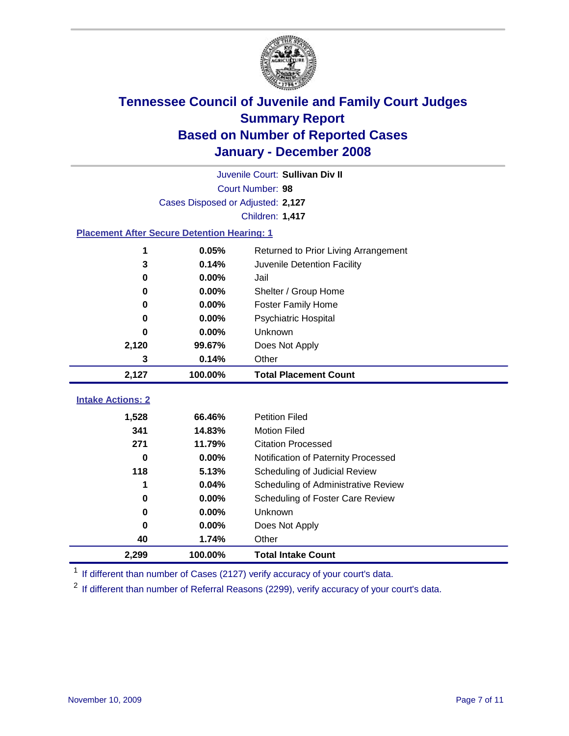# Tennessee Council of Juvenile and Family Court Judges
## Summary Report
## Based on Number of Reported Cases
## January - December 2008

Juvenile Court: **Sullivan Div II**

Court Number: **98**

Cases Disposed or Adjusted: **2,127**

Children: **1,417**

### Placement After Secure Detention Hearing: 1

| | | |
|---|---|---|
| 1 | 0.05% | Returned to Prior Living Arrangement |
| 3 | 0.14% | Juvenile Detention Facility |
| 0 | 0.00% | Jail |
| 0 | 0.00% | Shelter / Group Home |
| 0 | 0.00% | Foster Family Home |
| 0 | 0.00% | Psychiatric Hospital |
| 0 | 0.00% | Unknown |
| 2,120 | 99.67% | Does Not Apply |
| 3 | 0.14% | Other |
| **2,127** | **100.00%** | **Total Placement Count** |

### Intake Actions: 2

| | | |
|---|---|---|
| 1,528 | 66.46% | Petition Filed |
| 341 | 14.83% | Motion Filed |
| 271 | 11.79% | Citation Processed |
| 0 | 0.00% | Notification of Paternity Processed |
| 118 | 5.13% | Scheduling of Judicial Review |
| 1 | 0.04% | Scheduling of Administrative Review |
| 0 | 0.00% | Scheduling of Foster Care Review |
| 0 | 0.00% | Unknown |
| 0 | 0.00% | Does Not Apply |
| 40 | 1.74% | Other |
| **2,299** | **100.00%** | **Total Intake Count** |

[1] If different than number of Cases (2127) verify accuracy of your court's data.

[2] If different than number of Referral Reasons (2299), verify accuracy of your court's data.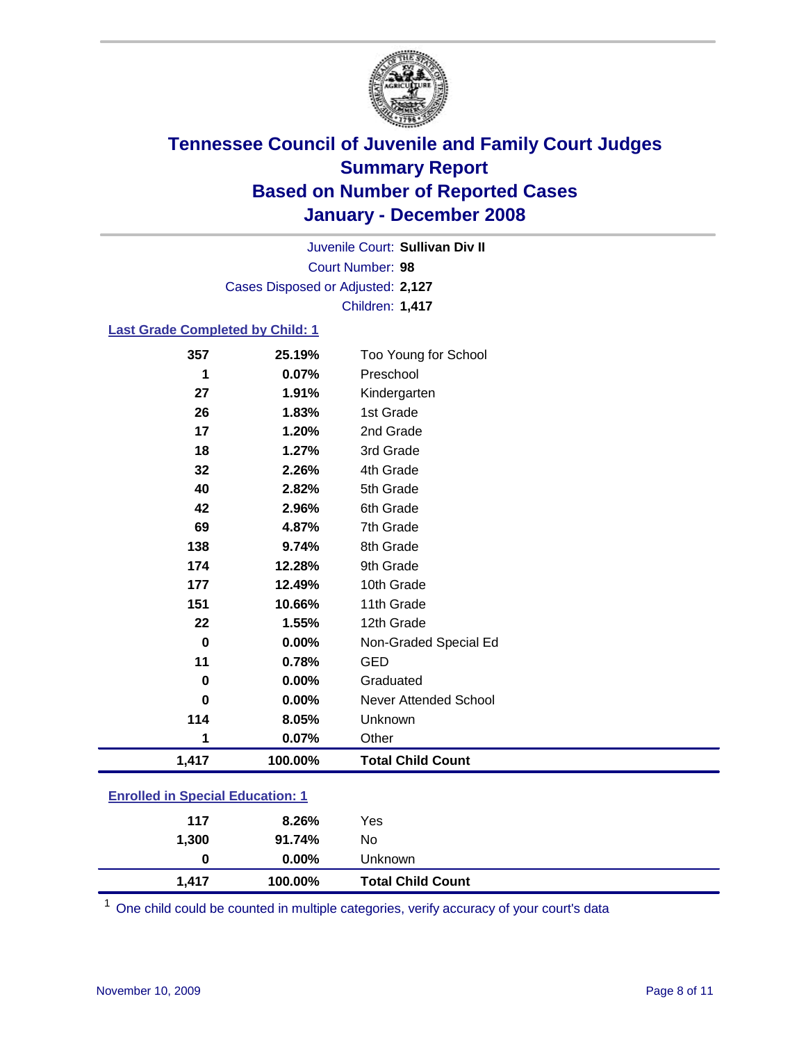# Tennessee Council of Juvenile and Family Court Judges
## Summary Report
## Based on Number of Reported Cases
## January - December 2008

Juvenile Court: **Sullivan Div II**
Court Number: **98**
Cases Disposed or Adjusted: **2,127**
Children: **1,417**

### Last Grade Completed by Child: 1

| Count | Percent | Category |
|---|---|---|
| 357 | 25.19% | Too Young for School |
| 1 | 0.07% | Preschool |
| 27 | 1.91% | Kindergarten |
| 26 | 1.83% | 1st Grade |
| 17 | 1.20% | 2nd Grade |
| 18 | 1.27% | 3rd Grade |
| 32 | 2.26% | 4th Grade |
| 40 | 2.82% | 5th Grade |
| 42 | 2.96% | 6th Grade |
| 69 | 4.87% | 7th Grade |
| 138 | 9.74% | 8th Grade |
| 174 | 12.28% | 9th Grade |
| 177 | 12.49% | 10th Grade |
| 151 | 10.66% | 11th Grade |
| 22 | 1.55% | 12th Grade |
| 0 | 0.00% | Non-Graded Special Ed |
| 11 | 0.78% | GED |
| 0 | 0.00% | Graduated |
| 0 | 0.00% | Never Attended School |
| 114 | 8.05% | Unknown |
| 1 | 0.07% | Other |
| **1,417** | **100.00%** | **Total Child Count** |

### Enrolled in Special Education: 1

| Count | Percent | Category |
|---|---|---|
| 117 | 8.26% | Yes |
| 1,300 | 91.74% | No |
| 0 | 0.00% | Unknown |
| **1,417** | **100.00%** | **Total Child Count** |

[1] One child could be counted in multiple categories, verify accuracy of your court's data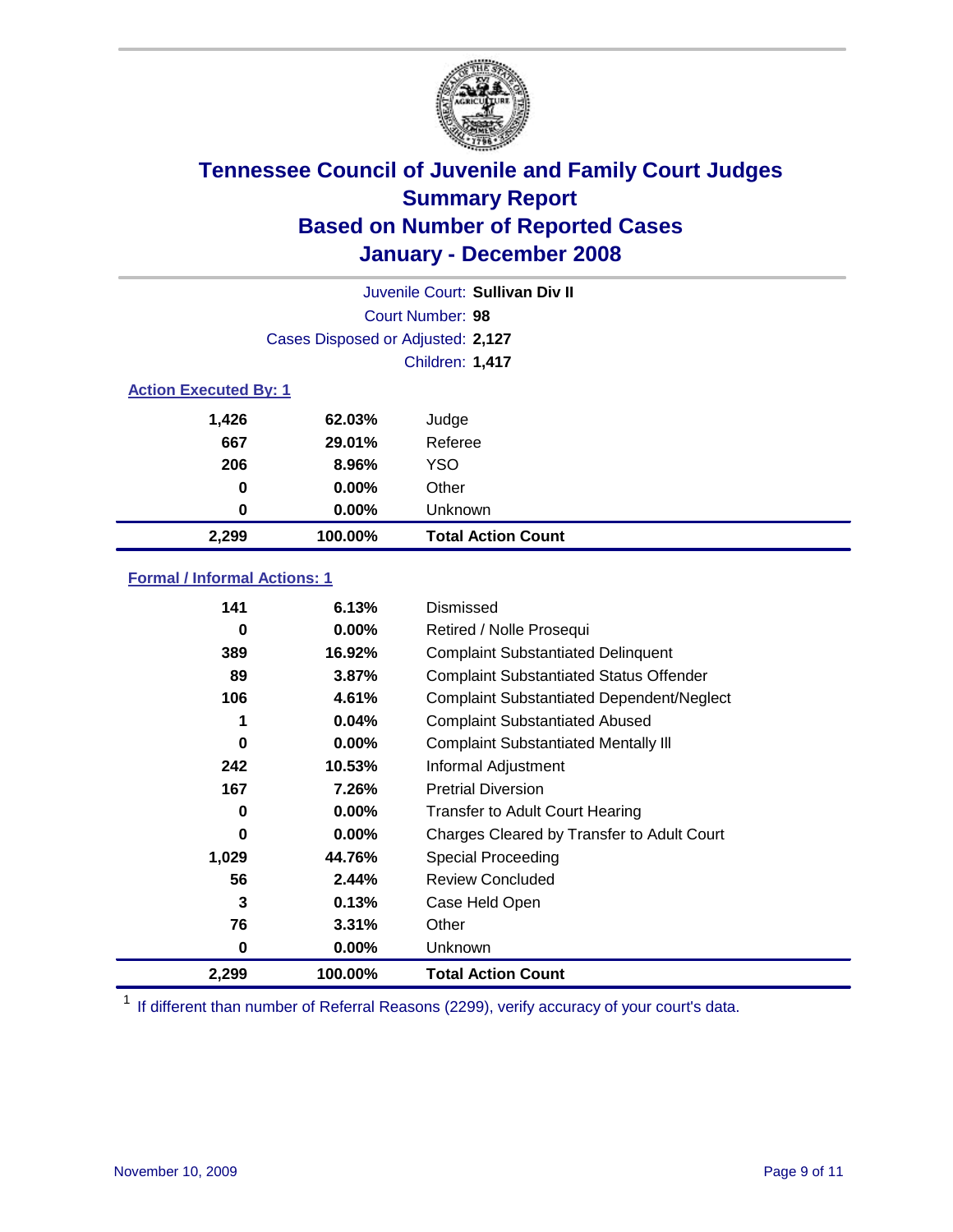# Tennessee Council of Juvenile and Family Court Judges
## Summary Report
## Based on Number of Reported Cases
## January - December 2008

Juvenile Court: **Sullivan Div II**
Court Number: **98**
Cases Disposed or Adjusted: **2,127**
Children: **1,417**

### Action Executed By: 1

| Count | Percent | Action |
|---|---|---|
| 1,426 | 62.03% | Judge |
| 667 | 29.01% | Referee |
| 206 | 8.96% | YSO |
| 0 | 0.00% | Other |
| 0 | 0.00% | Unknown |
| **2,299** | **100.00%** | **Total Action Count** |

### Formal / Informal Actions: 1

| Count | Percent | Action |
|---|---|---|
| 141 | 6.13% | Dismissed |
| 0 | 0.00% | Retired / Nolle Prosequi |
| 389 | 16.92% | Complaint Substantiated Delinquent |
| 89 | 3.87% | Complaint Substantiated Status Offender |
| 106 | 4.61% | Complaint Substantiated Dependent/Neglect |
| 1 | 0.04% | Complaint Substantiated Abused |
| 0 | 0.00% | Complaint Substantiated Mentally Ill |
| 242 | 10.53% | Informal Adjustment |
| 167 | 7.26% | Pretrial Diversion |
| 0 | 0.00% | Transfer to Adult Court Hearing |
| 0 | 0.00% | Charges Cleared by Transfer to Adult Court |
| 1,029 | 44.76% | Special Proceeding |
| 56 | 2.44% | Review Concluded |
| 3 | 0.13% | Case Held Open |
| 76 | 3.31% | Other |
| 0 | 0.00% | Unknown |
| **2,299** | **100.00%** | **Total Action Count** |

[1] If different than number of Referral Reasons (2299), verify accuracy of your court's data.

November 10, 2009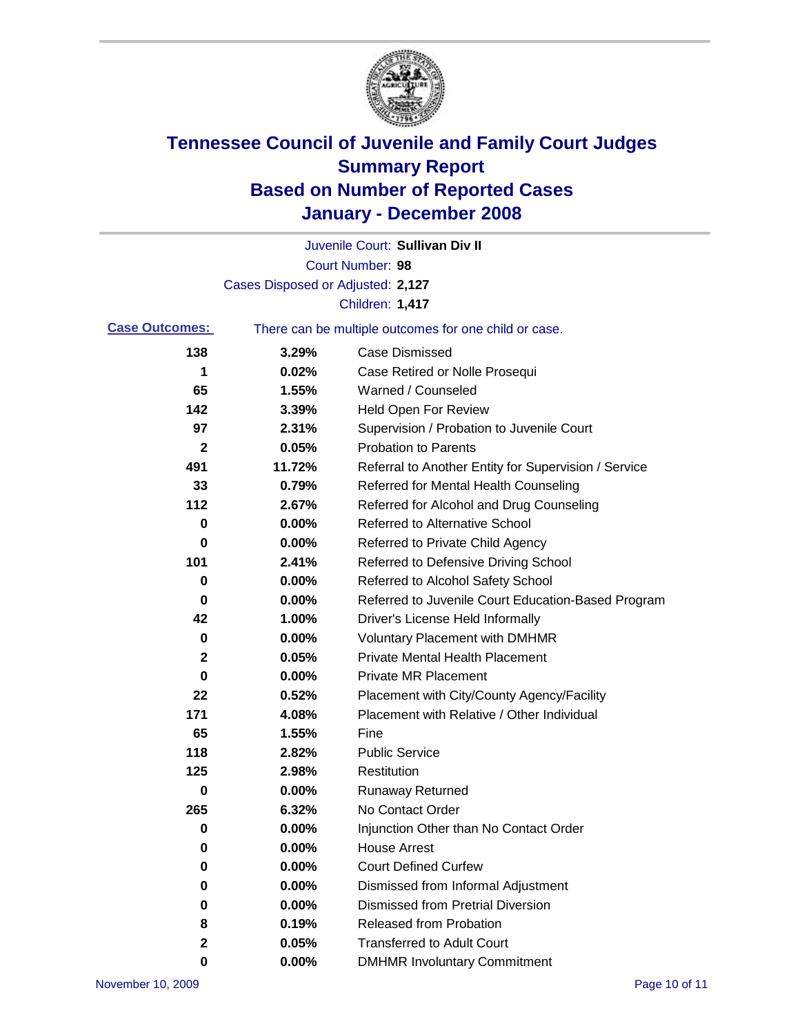# Tennessee Council of Juvenile and Family Court Judges
## Summary Report
## Based on Number of Reported Cases
## January - December 2008

Juvenile Court: **Sullivan Div II**

Court Number: **98**

Cases Disposed or Adjusted: **2,127**

Children: **1,417**

**Case Outcomes:** There can be multiple outcomes for one child or case.

| | | |
|---|---|---|
| 138 | 3.29% | Case Dismissed |
| 1 | 0.02% | Case Retired or Nolle Prosequi |
| 65 | 1.55% | Warned / Counseled |
| 142 | 3.39% | Held Open For Review |
| 97 | 2.31% | Supervision / Probation to Juvenile Court |
| 2 | 0.05% | Probation to Parents |
| 491 | 11.72% | Referral to Another Entity for Supervision / Service |
| 33 | 0.79% | Referred for Mental Health Counseling |
| 112 | 2.67% | Referred for Alcohol and Drug Counseling |
| 0 | 0.00% | Referred to Alternative School |
| 0 | 0.00% | Referred to Private Child Agency |
| 101 | 2.41% | Referred to Defensive Driving School |
| 0 | 0.00% | Referred to Alcohol Safety School |
| 0 | 0.00% | Referred to Juvenile Court Education-Based Program |
| 42 | 1.00% | Driver's License Held Informally |
| 0 | 0.00% | Voluntary Placement with DMHMR |
| 2 | 0.05% | Private Mental Health Placement |
| 0 | 0.00% | Private MR Placement |
| 22 | 0.52% | Placement with City/County Agency/Facility |
| 171 | 4.08% | Placement with Relative / Other Individual |
| 65 | 1.55% | Fine |
| 118 | 2.82% | Public Service |
| 125 | 2.98% | Restitution |
| 0 | 0.00% | Runaway Returned |
| 265 | 6.32% | No Contact Order |
| 0 | 0.00% | Injunction Other than No Contact Order |
| 0 | 0.00% | House Arrest |
| 0 | 0.00% | Court Defined Curfew |
| 0 | 0.00% | Dismissed from Informal Adjustment |
| 0 | 0.00% | Dismissed from Pretrial Diversion |
| 8 | 0.19% | Released from Probation |
| 2 | 0.05% | Transferred to Adult Court |
| 0 | 0.00% | DMHMR Involuntary Commitment |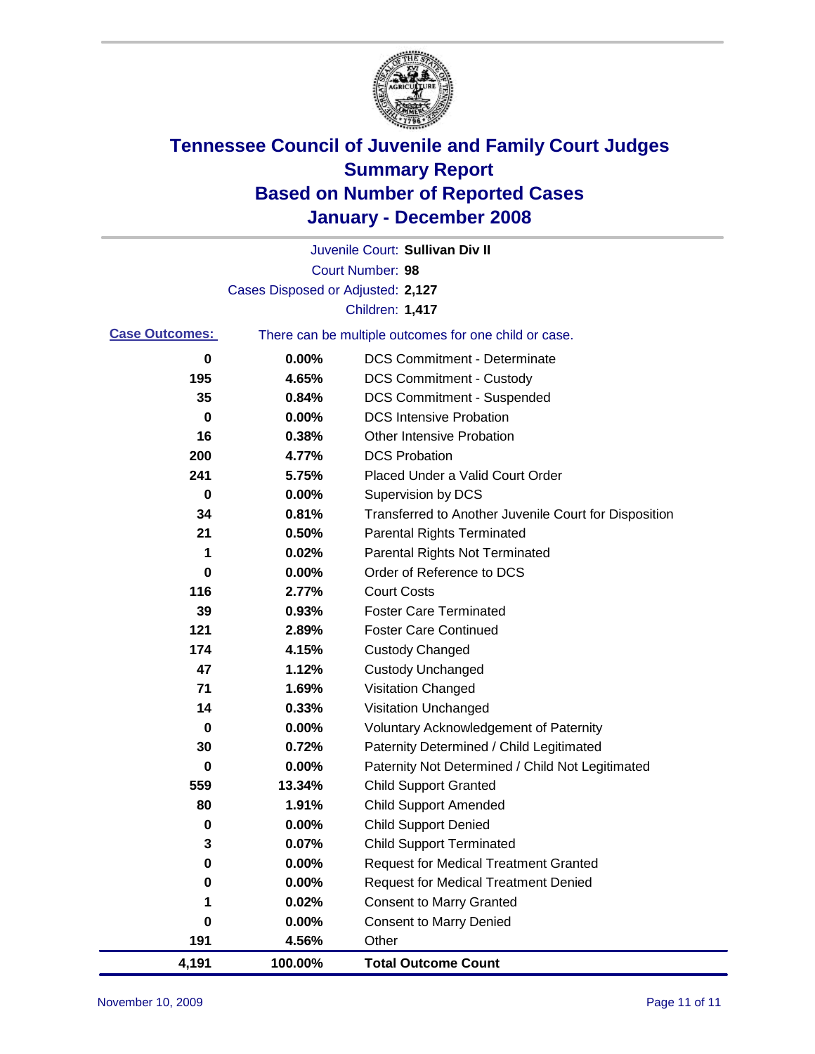# Tennessee Council of Juvenile and Family Court Judges
# Summary Report
# Based on Number of Reported Cases
# January - December 2008

Juvenile Court: **Sullivan Div II**

Court Number: **98**

Cases Disposed or Adjusted: **2,127**

Children: **1,417**

**Case Outcomes:** There can be multiple outcomes for one child or case.

| | | |
|---|---|---|
| 0 | 0.00% | DCS Commitment - Determinate |
| 195 | 4.65% | DCS Commitment - Custody |
| 35 | 0.84% | DCS Commitment - Suspended |
| 0 | 0.00% | DCS Intensive Probation |
| 16 | 0.38% | Other Intensive Probation |
| 200 | 4.77% | DCS Probation |
| 241 | 5.75% | Placed Under a Valid Court Order |
| 0 | 0.00% | Supervision by DCS |
| 34 | 0.81% | Transferred to Another Juvenile Court for Disposition |
| 21 | 0.50% | Parental Rights Terminated |
| 1 | 0.02% | Parental Rights Not Terminated |
| 0 | 0.00% | Order of Reference to DCS |
| 116 | 2.77% | Court Costs |
| 39 | 0.93% | Foster Care Terminated |
| 121 | 2.89% | Foster Care Continued |
| 174 | 4.15% | Custody Changed |
| 47 | 1.12% | Custody Unchanged |
| 71 | 1.69% | Visitation Changed |
| 14 | 0.33% | Visitation Unchanged |
| 0 | 0.00% | Voluntary Acknowledgement of Paternity |
| 30 | 0.72% | Paternity Determined / Child Legitimated |
| 0 | 0.00% | Paternity Not Determined / Child Not Legitimated |
| 559 | 13.34% | Child Support Granted |
| 80 | 1.91% | Child Support Amended |
| 0 | 0.00% | Child Support Denied |
| 3 | 0.07% | Child Support Terminated |
| 0 | 0.00% | Request for Medical Treatment Granted |
| 0 | 0.00% | Request for Medical Treatment Denied |
| 1 | 0.02% | Consent to Marry Granted |
| 0 | 0.00% | Consent to Marry Denied |
| 191 | 4.56% | Other |
| **4,191** | **100.00%** | **Total Outcome Count** |